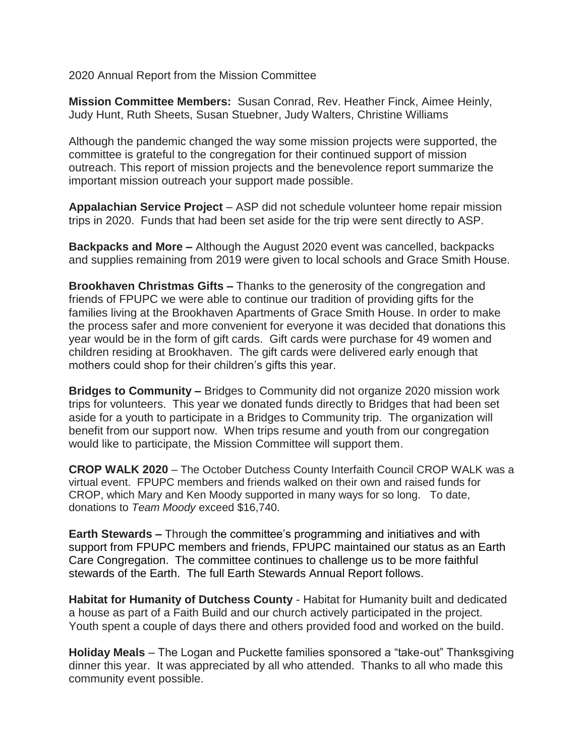2020 Annual Report from the Mission Committee

**Mission Committee Members:** Susan Conrad, Rev. Heather Finck, Aimee Heinly, Judy Hunt, Ruth Sheets, Susan Stuebner, Judy Walters, Christine Williams

Although the pandemic changed the way some mission projects were supported, the committee is grateful to the congregation for their continued support of mission outreach. This report of mission projects and the benevolence report summarize the important mission outreach your support made possible.

**Appalachian Service Project** – ASP did not schedule volunteer home repair mission trips in 2020. Funds that had been set aside for the trip were sent directly to ASP.

**Backpacks and More –** Although the August 2020 event was cancelled, backpacks and supplies remaining from 2019 were given to local schools and Grace Smith House.

**Brookhaven Christmas Gifts –** Thanks to the generosity of the congregation and friends of FPUPC we were able to continue our tradition of providing gifts for the families living at the Brookhaven Apartments of Grace Smith House. In order to make the process safer and more convenient for everyone it was decided that donations this year would be in the form of gift cards. Gift cards were purchase for 49 women and children residing at Brookhaven. The gift cards were delivered early enough that mothers could shop for their children's gifts this year.

**Bridges to Community –** Bridges to Community did not organize 2020 mission work trips for volunteers. This year we donated funds directly to Bridges that had been set aside for a youth to participate in a Bridges to Community trip. The organization will benefit from our support now. When trips resume and youth from our congregation would like to participate, the Mission Committee will support them.

**CROP WALK 2020** – The October Dutchess County Interfaith Council CROP WALK was a virtual event. FPUPC members and friends walked on their own and raised funds for CROP, which Mary and Ken Moody supported in many ways for so long. To date, donations to *Team Moody* exceed $16,740.

**Earth Stewards –** Through the committee's programming and initiatives and with support from FPUPC members and friends, FPUPC maintained our status as an Earth Care Congregation. The committee continues to challenge us to be more faithful stewards of the Earth. The full Earth Stewards Annual Report follows.

**Habitat for Humanity of Dutchess County** - Habitat for Humanity built and dedicated a house as part of a Faith Build and our church actively participated in the project. Youth spent a couple of days there and others provided food and worked on the build.

**Holiday Meals** – The Logan and Puckette families sponsored a "take-out" Thanksgiving dinner this year. It was appreciated by all who attended. Thanks to all who made this community event possible.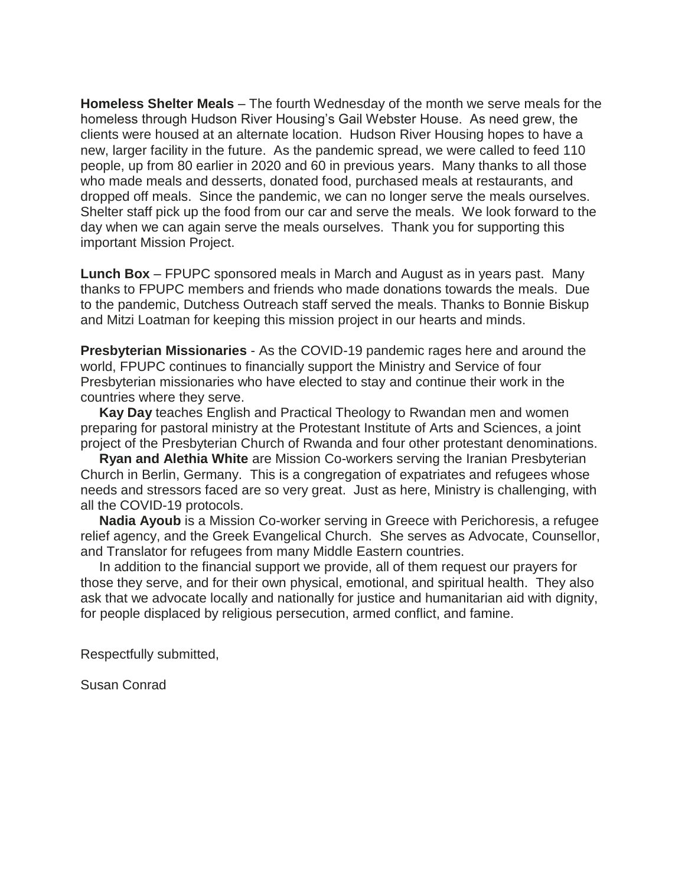**Homeless Shelter Meals** – The fourth Wednesday of the month we serve meals for the homeless through Hudson River Housing's Gail Webster House. As need grew, the clients were housed at an alternate location. Hudson River Housing hopes to have a new, larger facility in the future. As the pandemic spread, we were called to feed 110 people, up from 80 earlier in 2020 and 60 in previous years. Many thanks to all those who made meals and desserts, donated food, purchased meals at restaurants, and dropped off meals. Since the pandemic, we can no longer serve the meals ourselves. Shelter staff pick up the food from our car and serve the meals. We look forward to the day when we can again serve the meals ourselves. Thank you for supporting this important Mission Project.

**Lunch Box** – FPUPC sponsored meals in March and August as in years past. Many thanks to FPUPC members and friends who made donations towards the meals. Due to the pandemic, Dutchess Outreach staff served the meals. Thanks to Bonnie Biskup and Mitzi Loatman for keeping this mission project in our hearts and minds.

**Presbyterian Missionaries** - As the COVID-19 pandemic rages here and around the world, FPUPC continues to financially support the Ministry and Service of four Presbyterian missionaries who have elected to stay and continue their work in the countries where they serve.

**Kay Day** teaches English and Practical Theology to Rwandan men and women preparing for pastoral ministry at the Protestant Institute of Arts and Sciences, a joint project of the Presbyterian Church of Rwanda and four other protestant denominations.

**Ryan and Alethia White** are Mission Co-workers serving the Iranian Presbyterian Church in Berlin, Germany. This is a congregation of expatriates and refugees whose needs and stressors faced are so very great. Just as here, Ministry is challenging, with all the COVID-19 protocols.

**Nadia Ayoub** is a Mission Co-worker serving in Greece with Perichoresis, a refugee relief agency, and the Greek Evangelical Church. She serves as Advocate, Counsellor, and Translator for refugees from many Middle Eastern countries.

In addition to the financial support we provide, all of them request our prayers for those they serve, and for their own physical, emotional, and spiritual health. They also ask that we advocate locally and nationally for justice and humanitarian aid with dignity, for people displaced by religious persecution, armed conflict, and famine.

Respectfully submitted,

Susan Conrad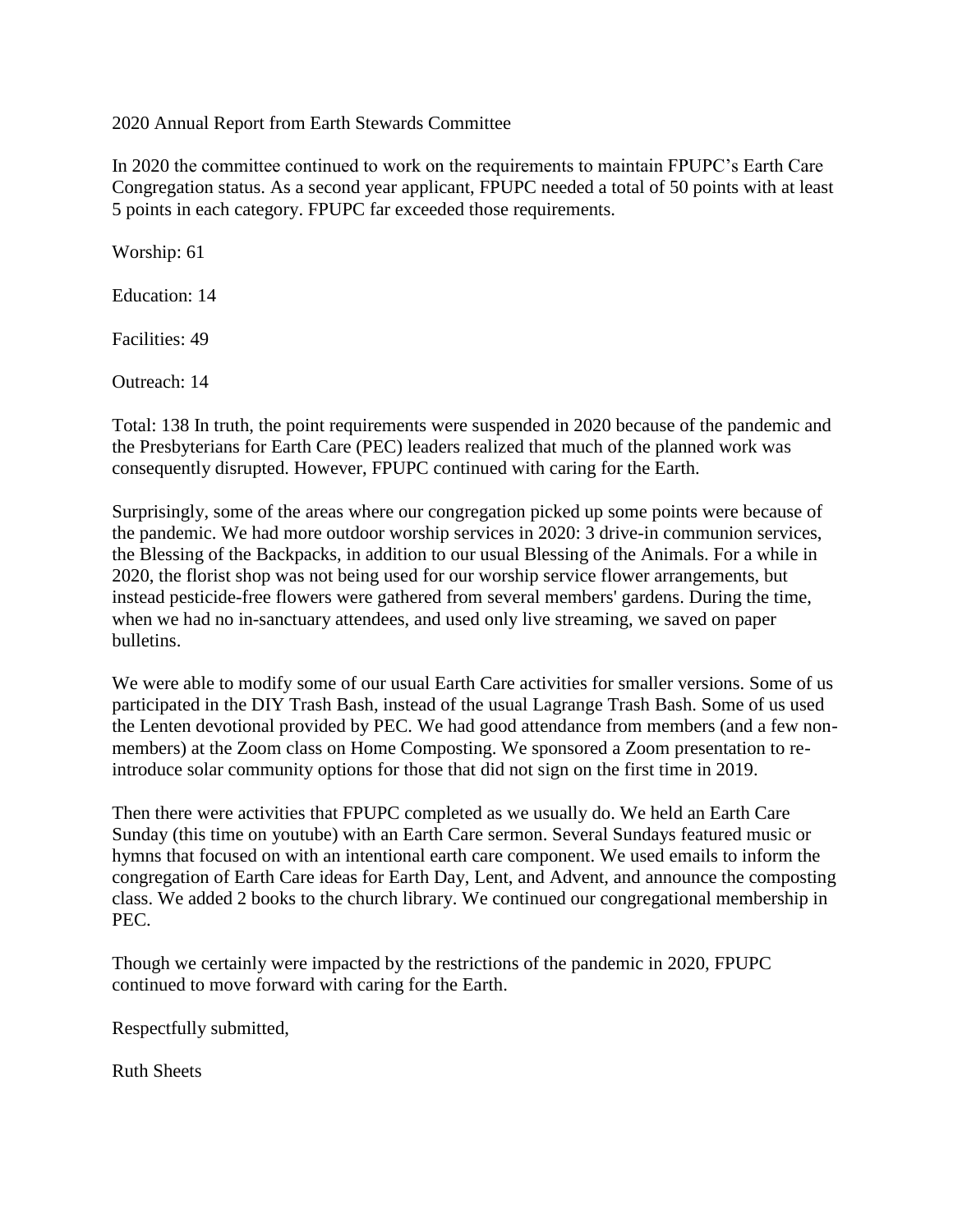2020 Annual Report from Earth Stewards Committee

In 2020 the committee continued to work on the requirements to maintain FPUPC's Earth Care Congregation status. As a second year applicant, FPUPC needed a total of 50 points with at least 5 points in each category. FPUPC far exceeded those requirements.

Worship: 61

Education: 14

Facilities: 49

Outreach: 14

Total: 138 In truth, the point requirements were suspended in 2020 because of the pandemic and the Presbyterians for Earth Care (PEC) leaders realized that much of the planned work was consequently disrupted. However, FPUPC continued with caring for the Earth.

Surprisingly, some of the areas where our congregation picked up some points were because of the pandemic. We had more outdoor worship services in 2020: 3 drive-in communion services, the Blessing of the Backpacks, in addition to our usual Blessing of the Animals. For a while in 2020, the florist shop was not being used for our worship service flower arrangements, but instead pesticide-free flowers were gathered from several members' gardens. During the time, when we had no in-sanctuary attendees, and used only live streaming, we saved on paper bulletins.

We were able to modify some of our usual Earth Care activities for smaller versions. Some of us participated in the DIY Trash Bash, instead of the usual Lagrange Trash Bash. Some of us used the Lenten devotional provided by PEC. We had good attendance from members (and a few non-members) at the Zoom class on Home Composting. We sponsored a Zoom presentation to re-introduce solar community options for those that did not sign on the first time in 2019.

Then there were activities that FPUPC completed as we usually do. We held an Earth Care Sunday (this time on youtube) with an Earth Care sermon. Several Sundays featured music or hymns that focused on with an intentional earth care component. We used emails to inform the congregation of Earth Care ideas for Earth Day, Lent, and Advent, and announce the composting class. We added 2 books to the church library. We continued our congregational membership in PEC.

Though we certainly were impacted by the restrictions of the pandemic in 2020, FPUPC continued to move forward with caring for the Earth.

Respectfully submitted,

Ruth Sheets